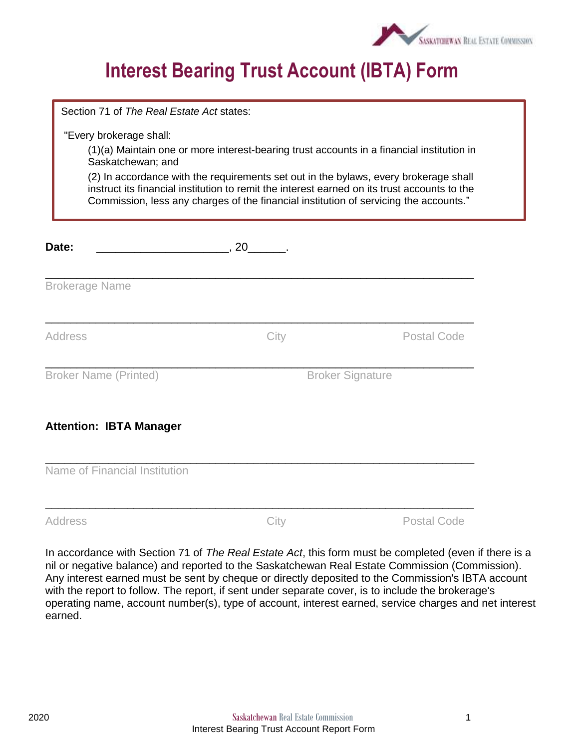# Interest Bearing Trust Account (IBTA) Form

Section 71 of *The Real Estate Act* states:

"Every brokerage shall:

(1)(a) Maintain one or more interest-bearing trust accounts in a financial institution in Saskatchewan; and

(2) In accordance with the requirements set out in the bylaws, every brokerage shall instruct its financial institution to remit the interest earned on its trust accounts to the Commission, less any charges of the financial institution of servicing the accounts."

**Date:** _____________________, 20______.

_______________________________________________________________________

Brokerage Name

_______________________________________________________________________

Address    City    Postal Code

_______________________________________________________________________

Broker Name (Printed)    Broker Signature

**Attention: IBTA Manager**

_______________________________________________________________________

Name of Financial Institution

_______________________________________________________________________

Address    City    Postal Code

In accordance with Section 71 of *The Real Estate Act*, this form must be completed (even if there is a nil or negative balance) and reported to the Saskatchewan Real Estate Commission (Commission). Any interest earned must be sent by cheque or directly deposited to the Commission's IBTA account with the report to follow. The report, if sent under separate cover, is to include the brokerage's operating name, account number(s), type of account, interest earned, service charges and net interest earned.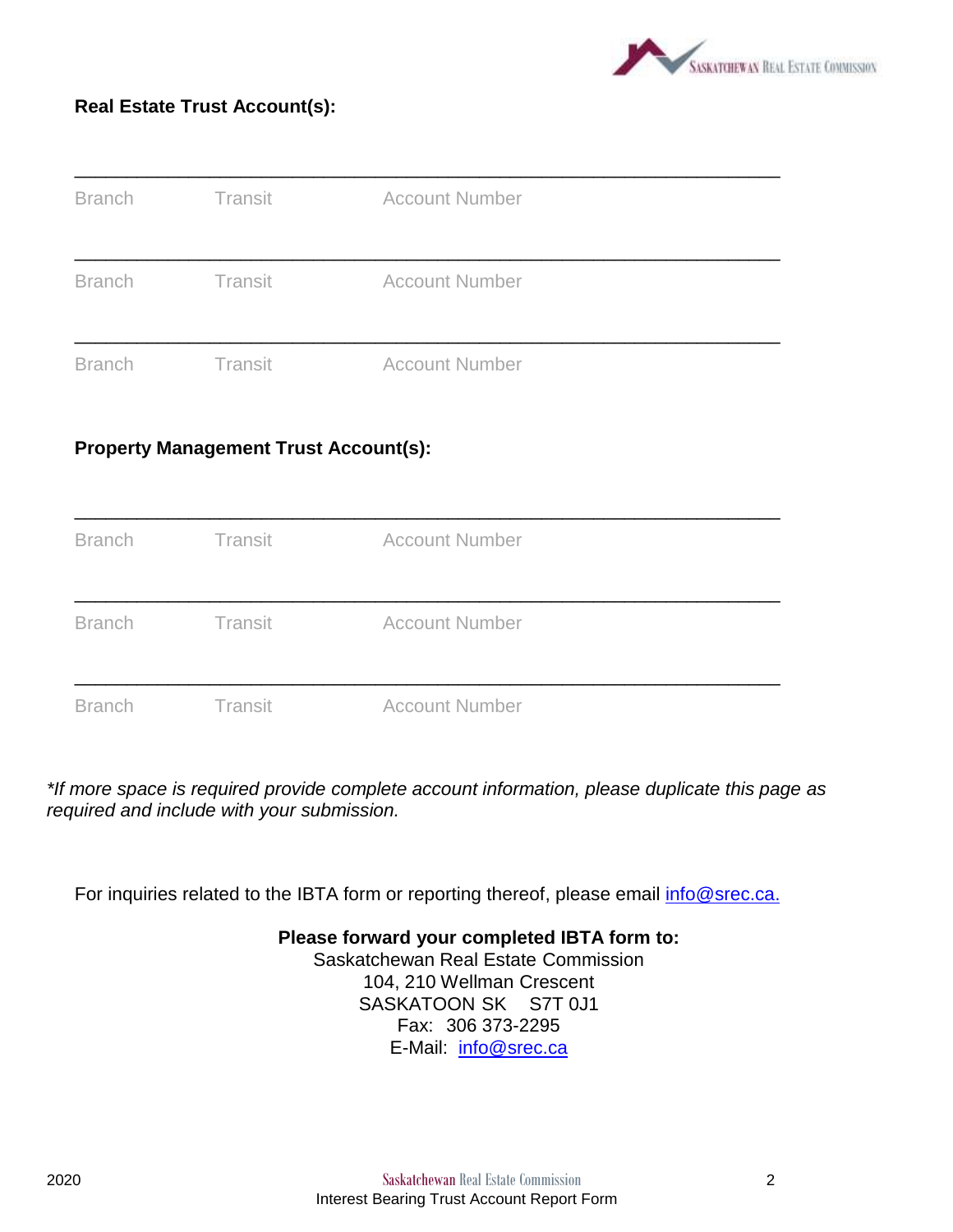**Real Estate Trust Account(s):**

_______________________________________________________________

Branch Transit Account Number

_______________________________________________________________

Branch Transit Account Number

_______________________________________________________________

Branch Transit Account Number

**Property Management Trust Account(s):**

_______________________________________________________________

Branch Transit Account Number

_______________________________________________________________

Branch Transit Account Number

_______________________________________________________________

Branch Transit Account Number

**If more space is required provide complete account information, please duplicate this page as required and include with your submission.*

For inquiries related to the IBTA form or reporting thereof, please email info@srec.ca.

**Please forward your completed IBTA form to:**

Saskatchewan Real Estate Commission
104, 210 Wellman Crescent
SASKATOON SK S7T 0J1
Fax: 306 373-2295
E-Mail: info@srec.ca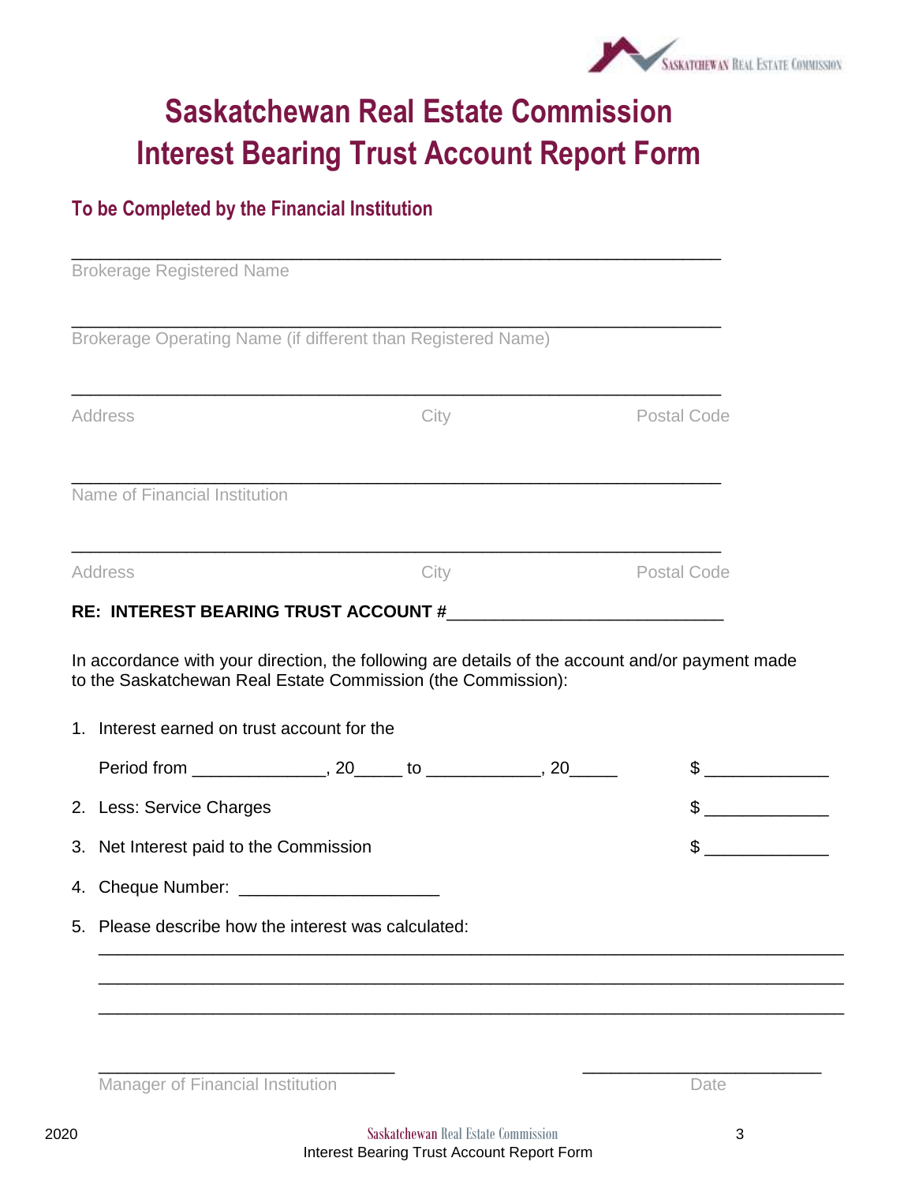# Saskatchewan Real Estate Commission
# Interest Bearing Trust Account Report Form

## To be Completed by the Financial Institution

_______________________________________________________________

Brokerage Registered Name

_______________________________________________________________

Brokerage Operating Name (if different than Registered Name)

_______________________________________________________________

Address | City | Postal Code

_______________________________________________________________

Name of Financial Institution

_______________________________________________________________

Address | City | Postal Code

**RE: INTEREST BEARING TRUST ACCOUNT #**____________________________

In accordance with your direction, the following are details of the account and/or payment made to the Saskatchewan Real Estate Commission (the Commission):

1. Interest earned on trust account for the

   Period from ______________, 20_____ to ____________, 20_____ $ _____________

2. Less: Service Charges $ _____________
3. Net Interest paid to the Commission $ _____________
4. Cheque Number: _____________________
5. Please describe how the interest was calculated:

   ___________________________________________________________________________

   ___________________________________________________________________________

   ___________________________________________________________________________

______________________________ ________________________

Manager of Financial Institution Date